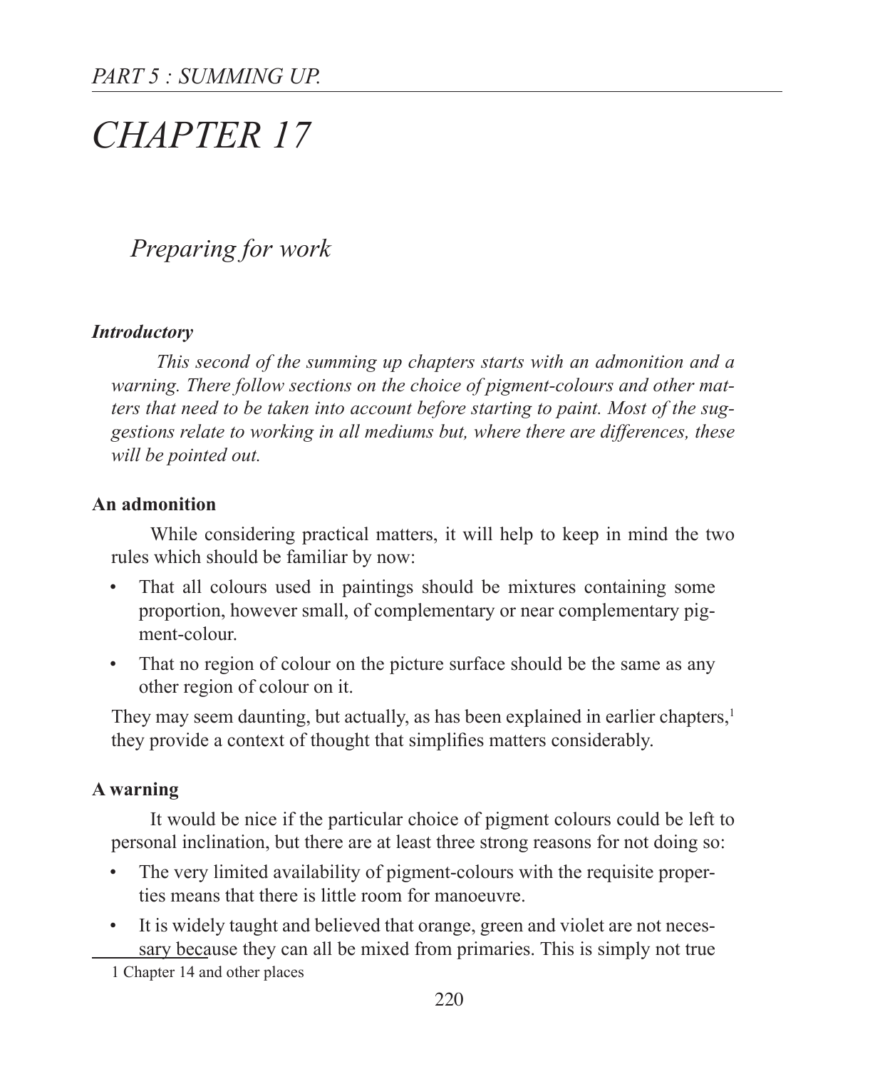*PART 5 : SUMMING UP.*

# CHAPTER 17

## *Preparing for work*

***Introductory***

*This second of the summing up chapters starts with an admonition and a warning. There follow sections on the choice of pigment-colours and other matters that need to be taken into account before starting to paint. Most of the suggestions relate to working in all mediums but, where there are differences, these will be pointed out.*

**An admonition**

While considering practical matters, it will help to keep in mind the two rules which should be familiar by now:

- That all colours used in paintings should be mixtures containing some proportion, however small, of complementary or near complementary pigment-colour.
- That no region of colour on the picture surface should be the same as any other region of colour on it.

They may seem daunting, but actually, as has been explained in earlier chapters,[1] they provide a context of thought that simplifies matters considerably.

**A warning**

It would be nice if the particular choice of pigment colours could be left to personal inclination, but there are at least three strong reasons for not doing so:

- The very limited availability of pigment-colours with the requisite properties means that there is little room for manoeuvre.
- It is widely taught and believed that orange, green and violet are not necessary because they can all be mixed from primaries. This is simply not true

[1] Chapter 14 and other places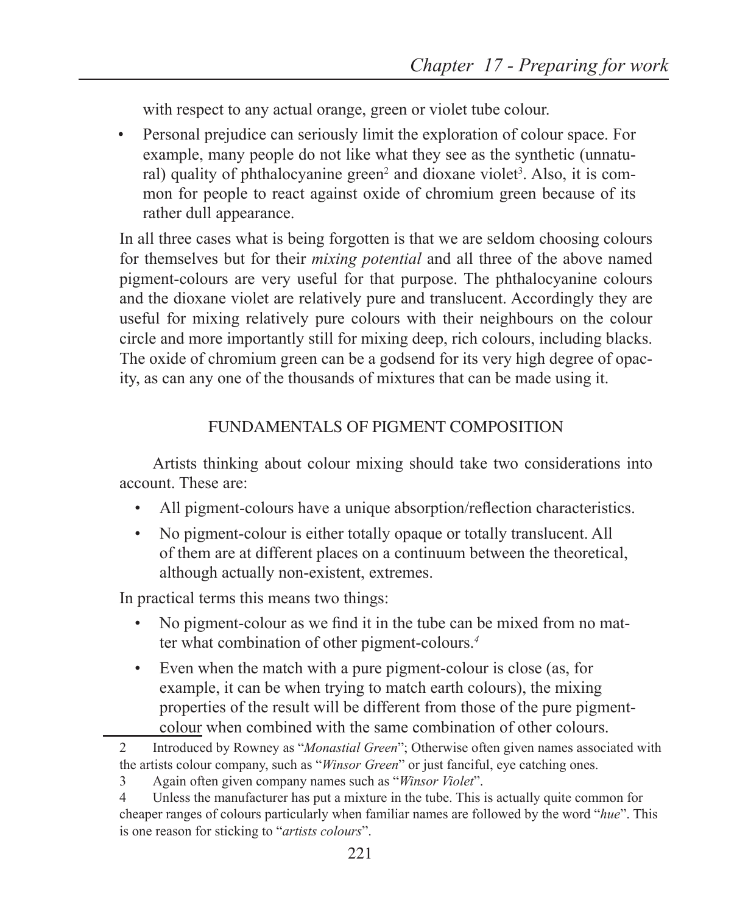with respect to any actual orange, green or violet tube colour.

- Personal prejudice can seriously limit the exploration of colour space. For example, many people do not like what they see as the synthetic (unnatural) quality of phthalocyanine green[2] and dioxane violet[3]. Also, it is common for people to react against oxide of chromium green because of its rather dull appearance.

In all three cases what is being forgotten is that we are seldom choosing colours for themselves but for their *mixing potential* and all three of the above named pigment-colours are very useful for that purpose. The phthalocyanine colours and the dioxane violet are relatively pure and translucent. Accordingly they are useful for mixing relatively pure colours with their neighbours on the colour circle and more importantly still for mixing deep, rich colours, including blacks. The oxide of chromium green can be a godsend for its very high degree of opacity, as can any one of the thousands of mixtures that can be made using it.

## FUNDAMENTALS OF PIGMENT COMPOSITION

Artists thinking about colour mixing should take two considerations into account. These are:

- All pigment-colours have a unique absorption/reflection characteristics.
- No pigment-colour is either totally opaque or totally translucent. All of them are at different places on a continuum between the theoretical, although actually non-existent, extremes.

In practical terms this means two things:

- No pigment-colour as we find it in the tube can be mixed from no matter what combination of other pigment-colours.[4]
- Even when the match with a pure pigment-colour is close (as, for example, it can be when trying to match earth colours), the mixing properties of the result will be different from those of the pure pigment-colour when combined with the same combination of other colours.

---

2 Introduced by Rowney as "*Monastial Green*"; Otherwise often given names associated with the artists colour company, such as "*Winsor Green*" or just fanciful, eye catching ones.

3 Again often given company names such as "*Winsor Violet*".

4 Unless the manufacturer has put a mixture in the tube. This is actually quite common for cheaper ranges of colours particularly when familiar names are followed by the word "*hue*". This is one reason for sticking to "*artists colours*".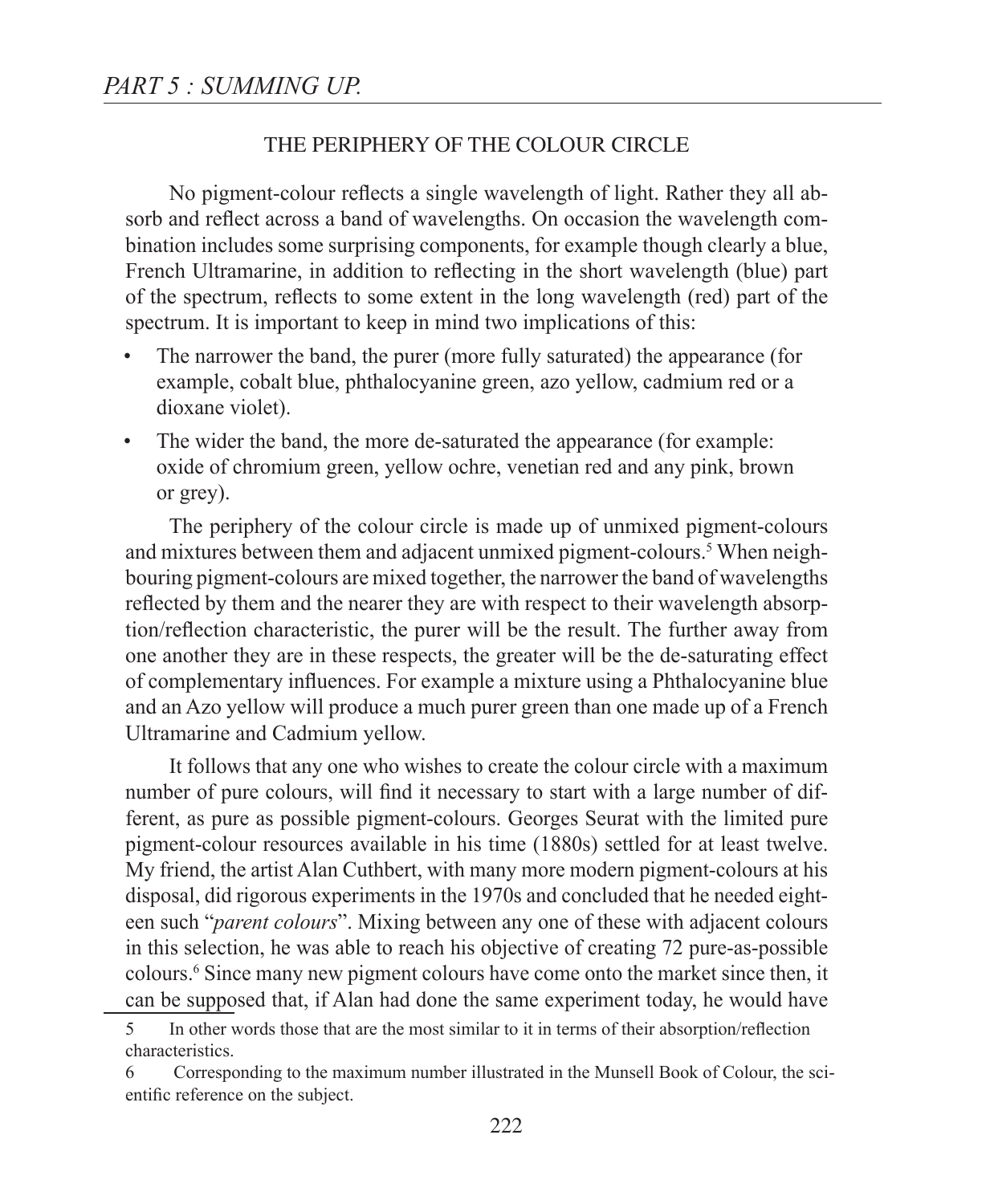# PART 5 : SUMMING UP.

## THE PERIPHERY OF THE COLOUR CIRCLE

No pigment-colour reflects a single wavelength of light. Rather they all absorb and reflect across a band of wavelengths. On occasion the wavelength combination includes some surprising components, for example though clearly a blue, French Ultramarine, in addition to reflecting in the short wavelength (blue) part of the spectrum, reflects to some extent in the long wavelength (red) part of the spectrum. It is important to keep in mind two implications of this:

- The narrower the band, the purer (more fully saturated) the appearance (for example, cobalt blue, phthalocyanine green, azo yellow, cadmium red or a dioxane violet).
- The wider the band, the more de-saturated the appearance (for example: oxide of chromium green, yellow ochre, venetian red and any pink, brown or grey).

The periphery of the colour circle is made up of unmixed pigment-colours and mixtures between them and adjacent unmixed pigment-colours.[5] When neighbouring pigment-colours are mixed together, the narrower the band of wavelengths reflected by them and the nearer they are with respect to their wavelength absorption/reflection characteristic, the purer will be the result. The further away from one another they are in these respects, the greater will be the de-saturating effect of complementary influences. For example a mixture using a Phthalocyanine blue and an Azo yellow will produce a much purer green than one made up of a French Ultramarine and Cadmium yellow.

It follows that any one who wishes to create the colour circle with a maximum number of pure colours, will find it necessary to start with a large number of different, as pure as possible pigment-colours. Georges Seurat with the limited pure pigment-colour resources available in his time (1880s) settled for at least twelve. My friend, the artist Alan Cuthbert, with many more modern pigment-colours at his disposal, did rigorous experiments in the 1970s and concluded that he needed eighteen such "*parent colours*". Mixing between any one of these with adjacent colours in this selection, he was able to reach his objective of creating 72 pure-as-possible colours.[6] Since many new pigment colours have come onto the market since then, it can be supposed that, if Alan had done the same experiment today, he would have

---

5 In other words those that are the most similar to it in terms of their absorption/reflection characteristics.

6 Corresponding to the maximum number illustrated in the Munsell Book of Colour, the scientific reference on the subject.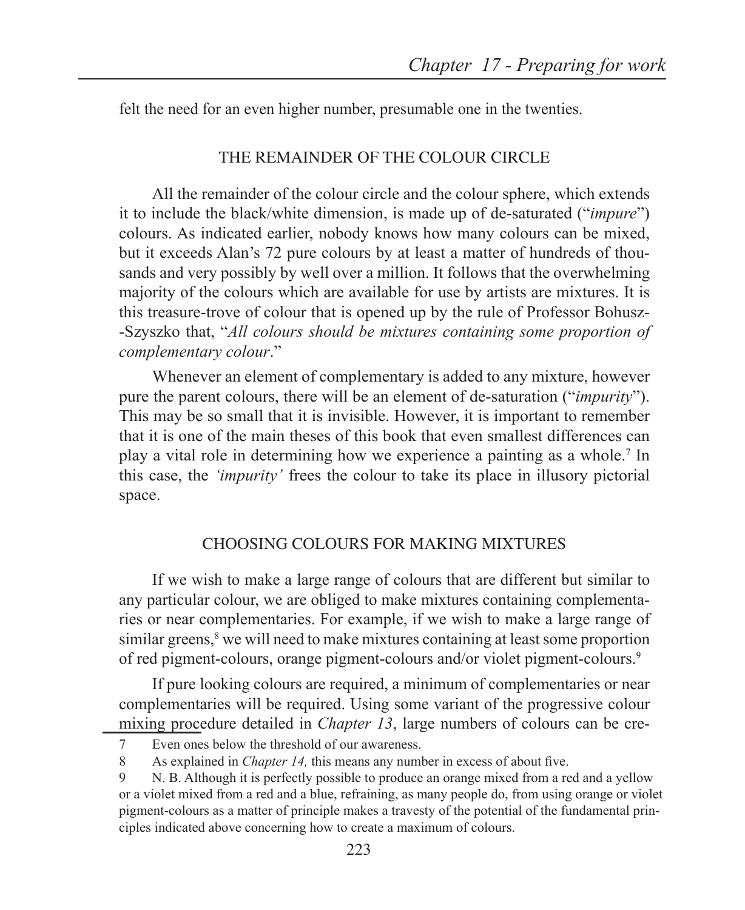felt the need for an even higher number, presumable one in the twenties.

## THE REMAINDER OF THE COLOUR CIRCLE

All the remainder of the colour circle and the colour sphere, which extends it to include the black/white dimension, is made up of de-saturated ("*impure*") colours. As indicated earlier, nobody knows how many colours can be mixed, but it exceeds Alan's 72 pure colours by at least a matter of hundreds of thousands and very possibly by well over a million. It follows that the overwhelming majority of the colours which are available for use by artists are mixtures. It is this treasure-trove of colour that is opened up by the rule of Professor Bohusz-Szyszko that, "*All colours should be mixtures containing some proportion of complementary colour*."

Whenever an element of complementary is added to any mixture, however pure the parent colours, there will be an element of de-saturation ("*impurity*"). This may be so small that it is invisible. However, it is important to remember that it is one of the main theses of this book that even smallest differences can play a vital role in determining how we experience a painting as a whole.[7] In this case, the *'impurity'* frees the colour to take its place in illusory pictorial space.

## CHOOSING COLOURS FOR MAKING MIXTURES

If we wish to make a large range of colours that are different but similar to any particular colour, we are obliged to make mixtures containing complementaries or near complementaries. For example, if we wish to make a large range of similar greens,[8] we will need to make mixtures containing at least some proportion of red pigment-colours, orange pigment-colours and/or violet pigment-colours.[9]

If pure looking colours are required, a minimum of complementaries or near complementaries will be required. Using some variant of the progressive colour mixing procedure detailed in *Chapter 13*, large numbers of colours can be cre-

---

7 Even ones below the threshold of our awareness.

8 As explained in *Chapter 14,* this means any number in excess of about five.

9 N. B. Although it is perfectly possible to produce an orange mixed from a red and a yellow or a violet mixed from a red and a blue, refraining, as many people do, from using orange or violet pigment-colours as a matter of principle makes a travesty of the potential of the fundamental principles indicated above concerning how to create a maximum of colours.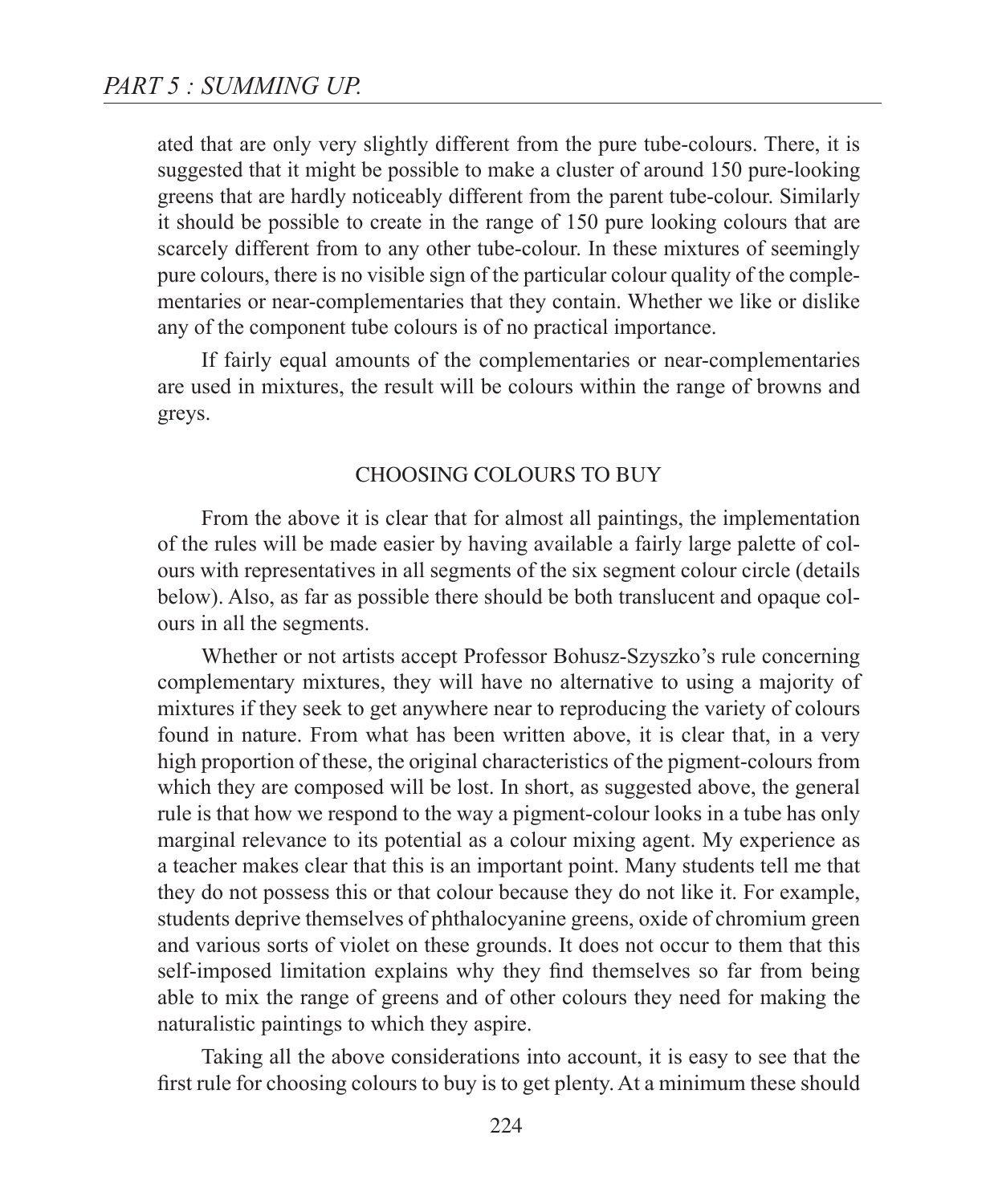ated that are only very slightly different from the pure tube-colours. There, it is suggested that it might be possible to make a cluster of around 150 pure-looking greens that are hardly noticeably different from the parent tube-colour. Similarly it should be possible to create in the range of 150 pure looking colours that are scarcely different from to any other tube-colour. In these mixtures of seemingly pure colours, there is no visible sign of the particular colour quality of the complementaries or near-complementaries that they contain. Whether we like or dislike any of the component tube colours is of no practical importance.

If fairly equal amounts of the complementaries or near-complementaries are used in mixtures, the result will be colours within the range of browns and greys.

## CHOOSING COLOURS TO BUY

From the above it is clear that for almost all paintings, the implementation of the rules will be made easier by having available a fairly large palette of colours with representatives in all segments of the six segment colour circle (details below). Also, as far as possible there should be both translucent and opaque colours in all the segments.

Whether or not artists accept Professor Bohusz-Szyszko's rule concerning complementary mixtures, they will have no alternative to using a majority of mixtures if they seek to get anywhere near to reproducing the variety of colours found in nature. From what has been written above, it is clear that, in a very high proportion of these, the original characteristics of the pigment-colours from which they are composed will be lost. In short, as suggested above, the general rule is that how we respond to the way a pigment-colour looks in a tube has only marginal relevance to its potential as a colour mixing agent. My experience as a teacher makes clear that this is an important point. Many students tell me that they do not possess this or that colour because they do not like it. For example, students deprive themselves of phthalocyanine greens, oxide of chromium green and various sorts of violet on these grounds. It does not occur to them that this self-imposed limitation explains why they find themselves so far from being able to mix the range of greens and of other colours they need for making the naturalistic paintings to which they aspire.

Taking all the above considerations into account, it is easy to see that the first rule for choosing colours to buy is to get plenty. At a minimum these should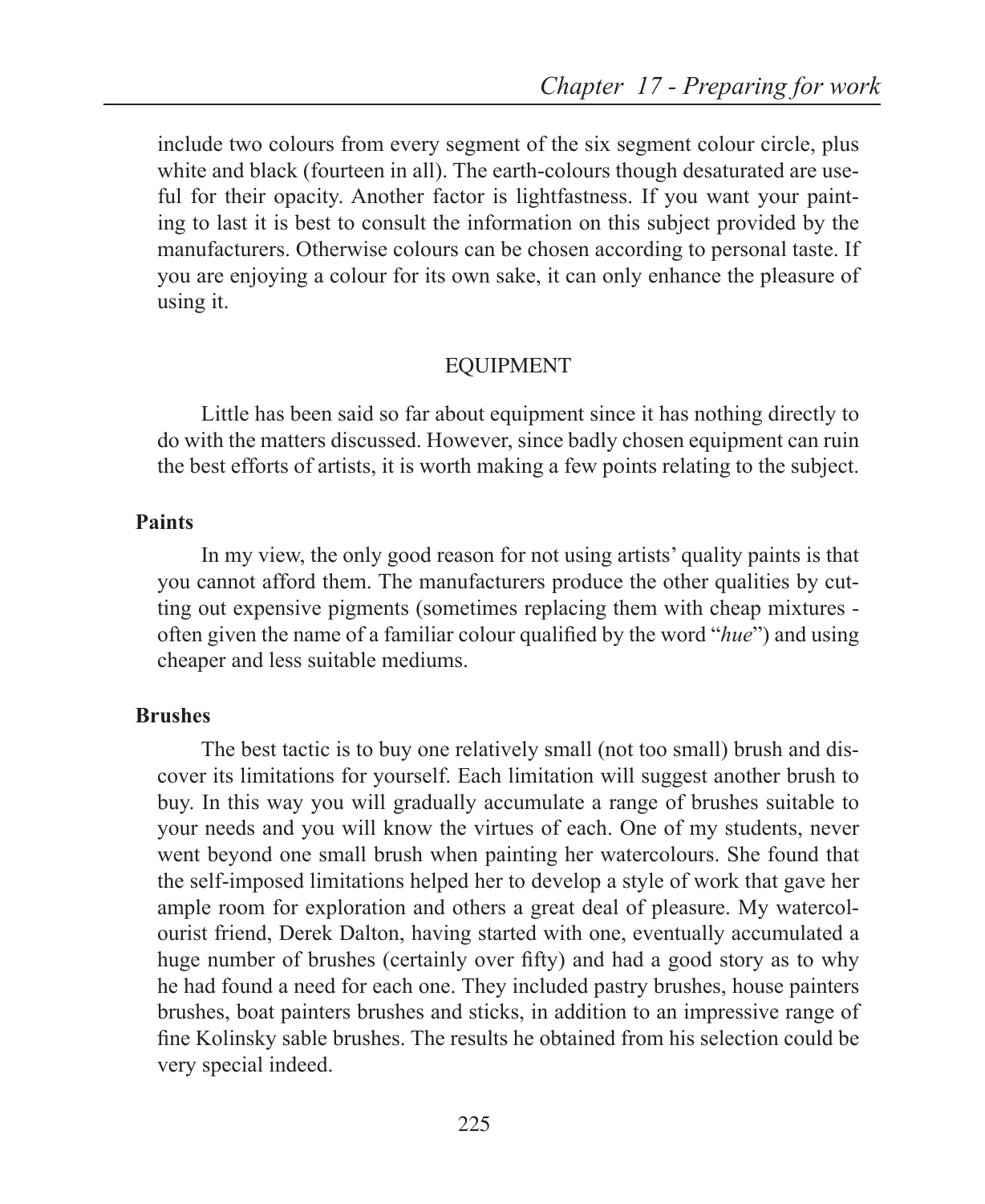include two colours from every segment of the six segment colour circle, plus white and black (fourteen in all). The earth-colours though desaturated are useful for their opacity. Another factor is lightfastness. If you want your painting to last it is best to consult the information on this subject provided by the manufacturers. Otherwise colours can be chosen according to personal taste. If you are enjoying a colour for its own sake, it can only enhance the pleasure of using it.

## EQUIPMENT

Little has been said so far about equipment since it has nothing directly to do with the matters discussed. However, since badly chosen equipment can ruin the best efforts of artists, it is worth making a few points relating to the subject.

### Paints

In my view, the only good reason for not using artists' quality paints is that you cannot afford them. The manufacturers produce the other qualities by cutting out expensive pigments (sometimes replacing them with cheap mixtures - often given the name of a familiar colour qualified by the word "*hue*") and using cheaper and less suitable mediums.

### Brushes

The best tactic is to buy one relatively small (not too small) brush and discover its limitations for yourself. Each limitation will suggest another brush to buy. In this way you will gradually accumulate a range of brushes suitable to your needs and you will know the virtues of each. One of my students, never went beyond one small brush when painting her watercolours. She found that the self-imposed limitations helped her to develop a style of work that gave her ample room for exploration and others a great deal of pleasure. My watercolourist friend, Derek Dalton, having started with one, eventually accumulated a huge number of brushes (certainly over fifty) and had a good story as to why he had found a need for each one. They included pastry brushes, house painters brushes, boat painters brushes and sticks, in addition to an impressive range of fine Kolinsky sable brushes. The results he obtained from his selection could be very special indeed.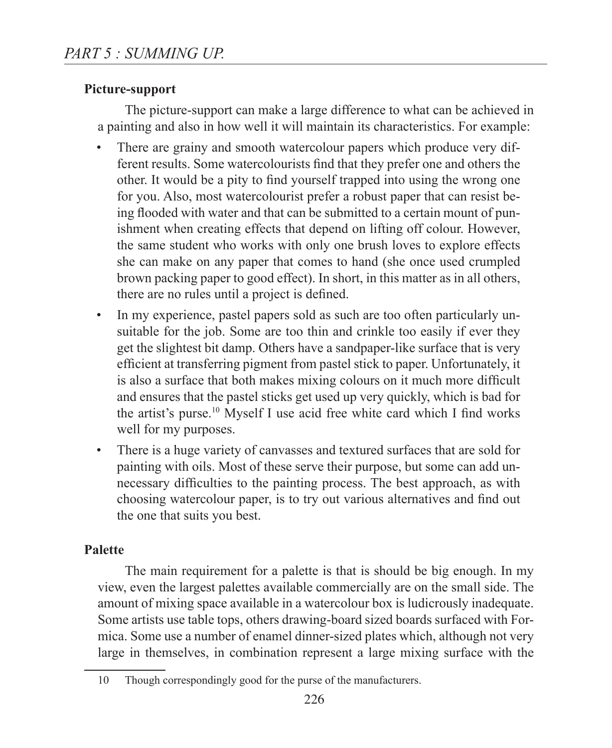#### Picture-support

The picture-support can make a large difference to what can be achieved in a painting and also in how well it will maintain its characteristics. For example:

- There are grainy and smooth watercolour papers which produce very different results. Some watercolourists find that they prefer one and others the other. It would be a pity to find yourself trapped into using the wrong one for you. Also, most watercolourist prefer a robust paper that can resist being flooded with water and that can be submitted to a certain mount of punishment when creating effects that depend on lifting off colour. However, the same student who works with only one brush loves to explore effects she can make on any paper that comes to hand (she once used crumpled brown packing paper to good effect). In short, in this matter as in all others, there are no rules until a project is defined.
- In my experience, pastel papers sold as such are too often particularly unsuitable for the job. Some are too thin and crinkle too easily if ever they get the slightest bit damp. Others have a sandpaper-like surface that is very efficient at transferring pigment from pastel stick to paper. Unfortunately, it is also a surface that both makes mixing colours on it much more difficult and ensures that the pastel sticks get used up very quickly, which is bad for the artist's purse.[10] Myself I use acid free white card which I find works well for my purposes.
- There is a huge variety of canvasses and textured surfaces that are sold for painting with oils. Most of these serve their purpose, but some can add unnecessary difficulties to the painting process. The best approach, as with choosing watercolour paper, is to try out various alternatives and find out the one that suits you best.

#### Palette

The main requirement for a palette is that is should be big enough. In my view, even the largest palettes available commercially are on the small side. The amount of mixing space available in a watercolour box is ludicrously inadequate. Some artists use table tops, others drawing-board sized boards surfaced with Formica. Some use a number of enamel dinner-sized plates which, although not very large in themselves, in combination represent a large mixing surface with the

---

10 Though correspondingly good for the purse of the manufacturers.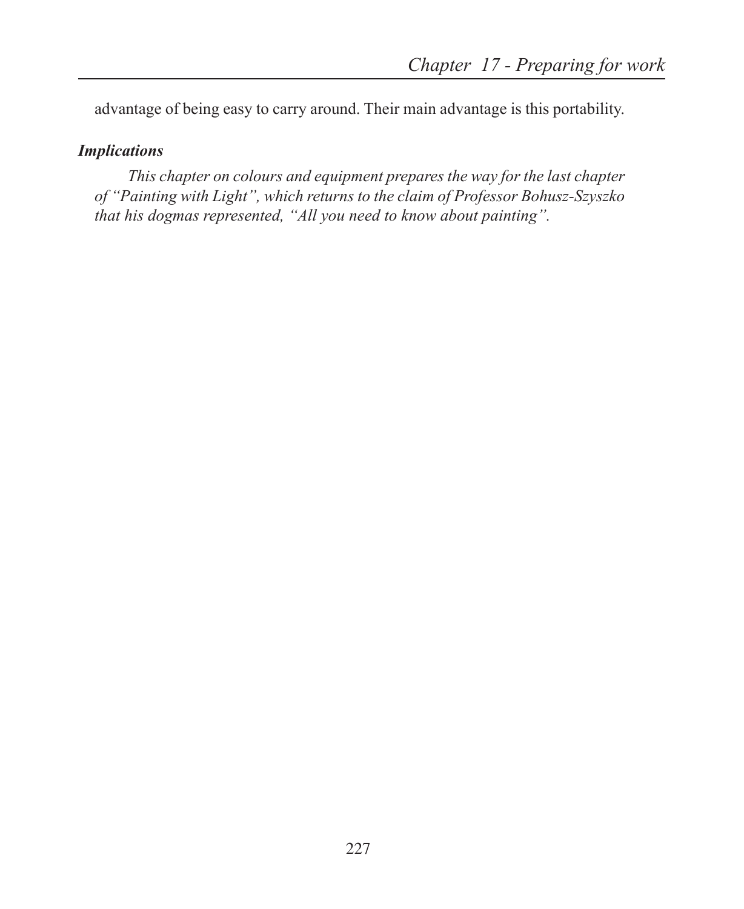advantage of being easy to carry around. Their main advantage is this portability.

### *Implications*

*This chapter on colours and equipment prepares the way for the last chapter of "Painting with Light", which returns to the claim of Professor Bohusz-Szyszko that his dogmas represented, "All you need to know about painting".*